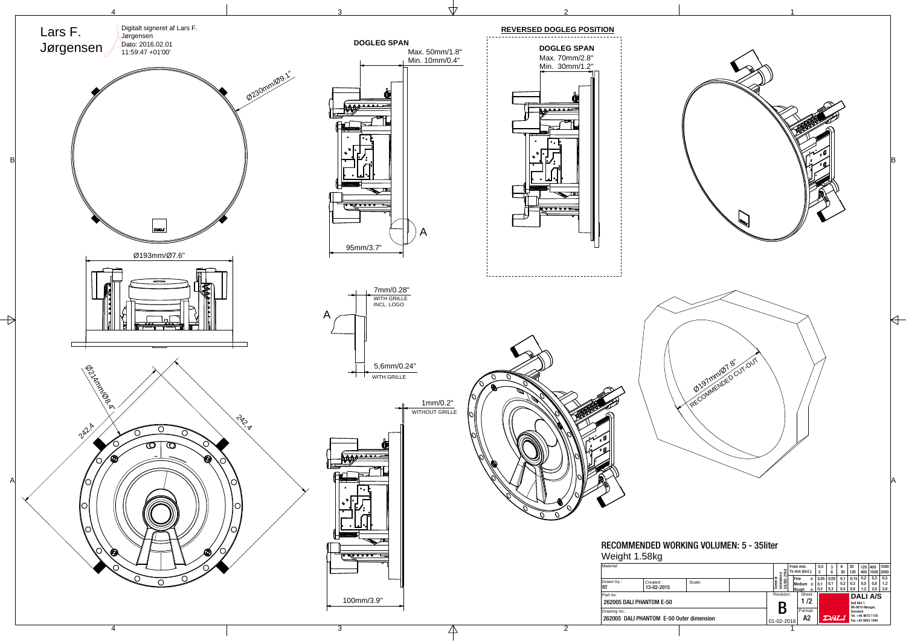Lars F. Jørgensen

Digitalt signeret af Lars F. Jørgensen
Dato: 2016.02.01
11:59:47 +01'00'

Ø230mm/Ø9.1"

Ø193mm/Ø7.6"

Ø214mm/Ø8.4"

242.4

242.4

DOGLEG SPAN
Max. 50mm/1.8"
Min. 10mm/0.4"

95mm/3.7"

A

7mm/0.28"
WITH GRILLE
INCL. LOGO

5,6mm/0.24"
WITH GRILLE

1mm/0.2"
WITHOUT GRILLE

100mm/3.9"

REVERSED DOGLEG POSITION

DOGLEG SPAN
Max. 70mm/2.8"
Min. 30mm/1.2"

Ø197mm/Ø7.8"
RECOMMENDED CUT-OUT

## RECOMMENDED WORKING VOLUMEN: 5 - 35liter

Weight 1.58kg

| Material: | | | | General tolerances ISO 2768 | From mm: | 0,5 | 3 | 6 | 30 | 120 | 400 | 1000 |
|---|---|---|---|---|---|---|---|---|---|---|---|---|
| | | | | | To mm (incl.): | 3 | 6 | 30 | 120 | 400 | 1000 | 2000 |
| | | | | | Fine ± | 0,05 | 0,05 | 0,1 | 0,15 | 0,2 | 0,3 | 0,5 |
| Drawn by : RT | Created : 13-02-2015 | Scale: | | | Medium ± | 0,1 | 0,1 | 0,2 | 0,3 | 0,5 | 0,8 | 1,2 |
| | | | | | Rough ± | 0,2 | 0,3 | 0,5 | 0,8 | 1,2 | 2,0 | 3,0 |

Part no: 262005 DALI PHANTOM E-50

Drawing no.: 262005 DALI PHANTOM E-50 Outer dimension

Revision: B — 01-02-2016

Sheet: 1 /2

Format: A2

DALI A/S
Dali Allé 1
DK-9610 Nørager,
Denmark
Tel. +45 9672 1155
Fax +45 9855 1840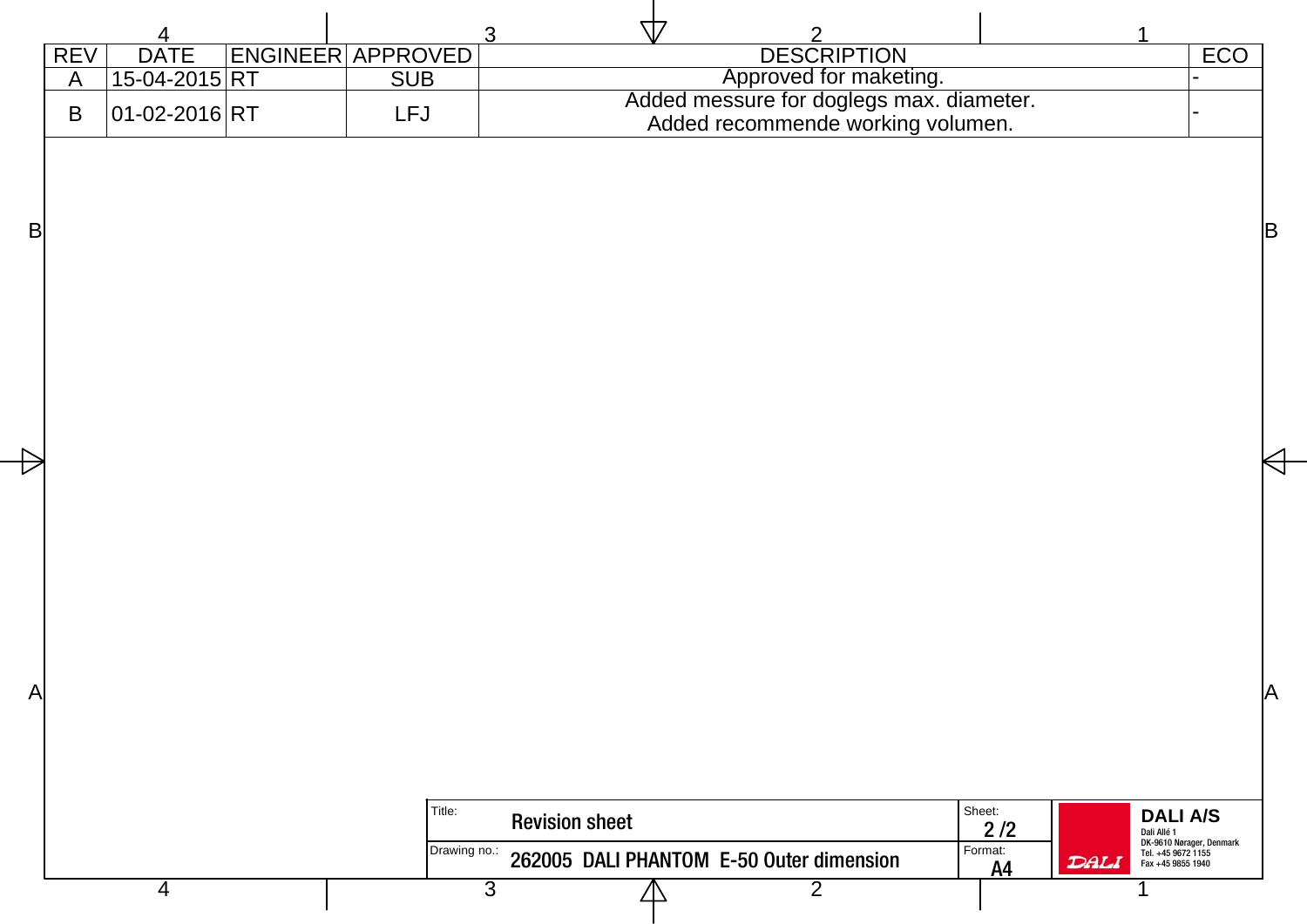| REV | DATE | ENGINEER | APPROVED | DESCRIPTION | ECO |
|---|---|---|---|---|---|
| A | 15-04-2015 | RT | SUB | Approved for maketing. | - |
| B | 01-02-2016 | RT | LFJ | Added messure for doglegs max. diameter. Added recommende working volumen. | - |

| | | | |
|---|---|---|---|
| Title: Revision sheet | Sheet: 2 /2 | | **DALI A/S** Dali Allé 1 DK-9610 Nørager, Denmark Tel. +45 9672 1155 Fax +45 9855 1940 |
| Drawing no.: 262005 DALI PHANTOM E-50 Outer dimension | Format: A4 | DALI | |